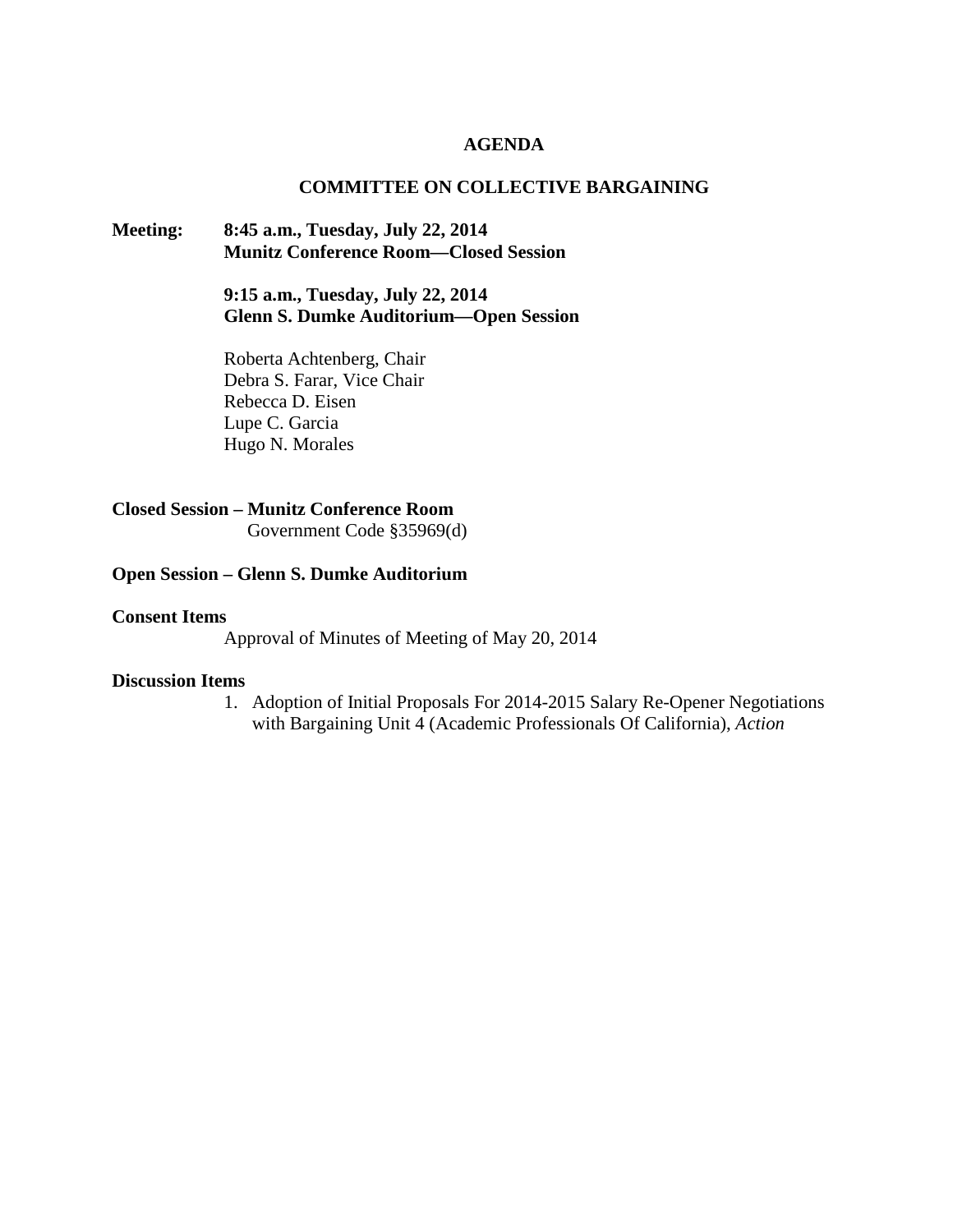# AGENDA

## COMMITTEE ON COLLECTIVE BARGAINING

**Meeting:** **8:45 a.m., Tuesday, July 22, 2014**
**Munitz Conference Room—Closed Session**

**9:15 a.m., Tuesday, July 22, 2014**
**Glenn S. Dumke Auditorium—Open Session**

Roberta Achtenberg, Chair
Debra S. Farar, Vice Chair
Rebecca D. Eisen
Lupe C. Garcia
Hugo N. Morales

**Closed Session – Munitz Conference Room**
Government Code §35969(d)

**Open Session – Glenn S. Dumke Auditorium**

**Consent Items**
Approval of Minutes of Meeting of May 20, 2014

**Discussion Items**

1. Adoption of Initial Proposals For 2014-2015 Salary Re-Opener Negotiations with Bargaining Unit 4 (Academic Professionals Of California), *Action*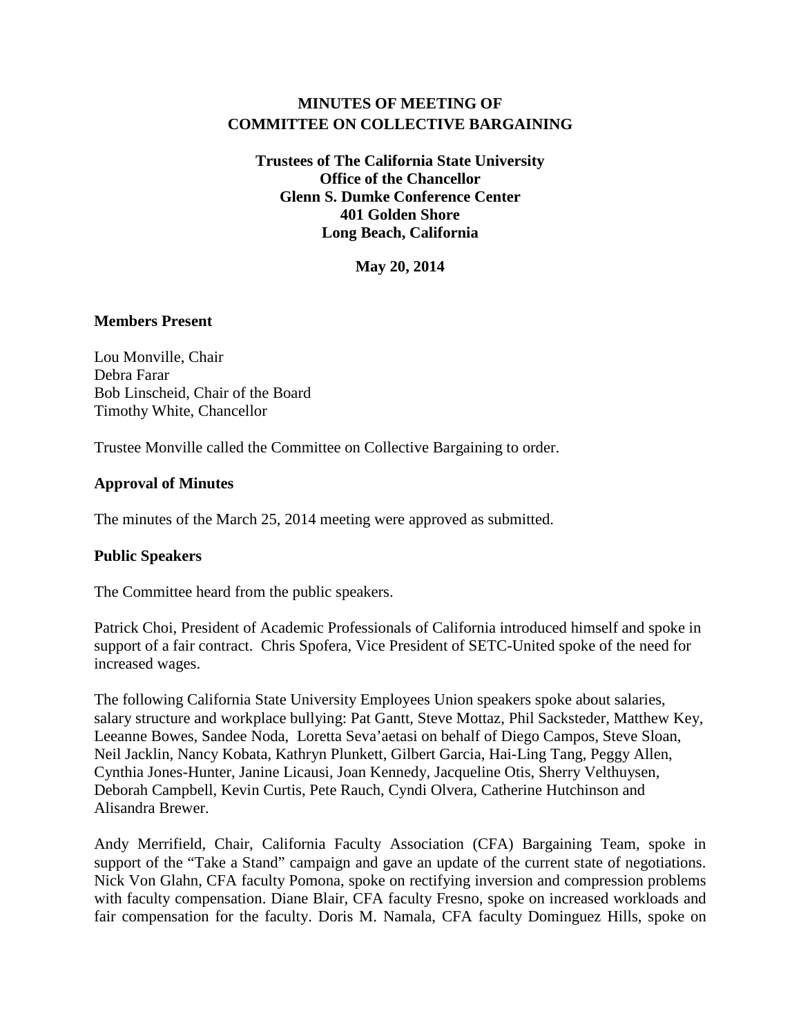**MINUTES OF MEETING OF COMMITTEE ON COLLECTIVE BARGAINING**

**Trustees of The California State University**
**Office of the Chancellor**
**Glenn S. Dumke Conference Center**
**401 Golden Shore**
**Long Beach, California**

**May 20, 2014**

### Members Present

Lou Monville, Chair
Debra Farar
Bob Linscheid, Chair of the Board
Timothy White, Chancellor

Trustee Monville called the Committee on Collective Bargaining to order.

### Approval of Minutes

The minutes of the March 25, 2014 meeting were approved as submitted.

### Public Speakers

The Committee heard from the public speakers.

Patrick Choi, President of Academic Professionals of California introduced himself and spoke in support of a fair contract. Chris Spofera, Vice President of SETC-United spoke of the need for increased wages.

The following California State University Employees Union speakers spoke about salaries, salary structure and workplace bullying: Pat Gantt, Steve Mottaz, Phil Sacksteder, Matthew Key, Leeanne Bowes, Sandee Noda, Loretta Seva'aetasi on behalf of Diego Campos, Steve Sloan, Neil Jacklin, Nancy Kobata, Kathryn Plunkett, Gilbert Garcia, Hai-Ling Tang, Peggy Allen, Cynthia Jones-Hunter, Janine Licausi, Joan Kennedy, Jacqueline Otis, Sherry Velthuysen, Deborah Campbell, Kevin Curtis, Pete Rauch, Cyndi Olvera, Catherine Hutchinson and Alisandra Brewer.

Andy Merrifield, Chair, California Faculty Association (CFA) Bargaining Team, spoke in support of the "Take a Stand" campaign and gave an update of the current state of negotiations. Nick Von Glahn, CFA faculty Pomona, spoke on rectifying inversion and compression problems with faculty compensation. Diane Blair, CFA faculty Fresno, spoke on increased workloads and fair compensation for the faculty. Doris M. Namala, CFA faculty Dominguez Hills, spoke on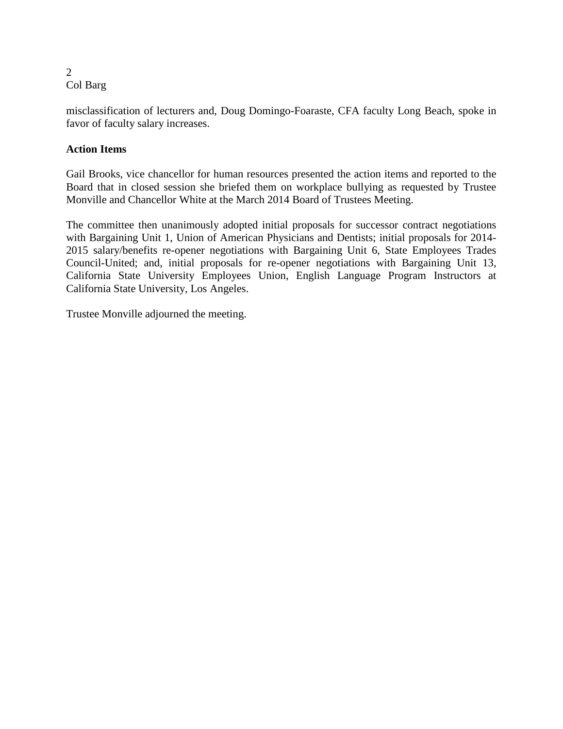misclassification of lecturers and, Doug Domingo-Foaraste, CFA faculty Long Beach, spoke in favor of faculty salary increases.

**Action Items**

Gail Brooks, vice chancellor for human resources presented the action items and reported to the Board that in closed session she briefed them on workplace bullying as requested by Trustee Monville and Chancellor White at the March 2014 Board of Trustees Meeting.

The committee then unanimously adopted initial proposals for successor contract negotiations with Bargaining Unit 1, Union of American Physicians and Dentists; initial proposals for 2014-2015 salary/benefits re-opener negotiations with Bargaining Unit 6, State Employees Trades Council-United; and, initial proposals for re-opener negotiations with Bargaining Unit 13, California State University Employees Union, English Language Program Instructors at California State University, Los Angeles.

Trustee Monville adjourned the meeting.